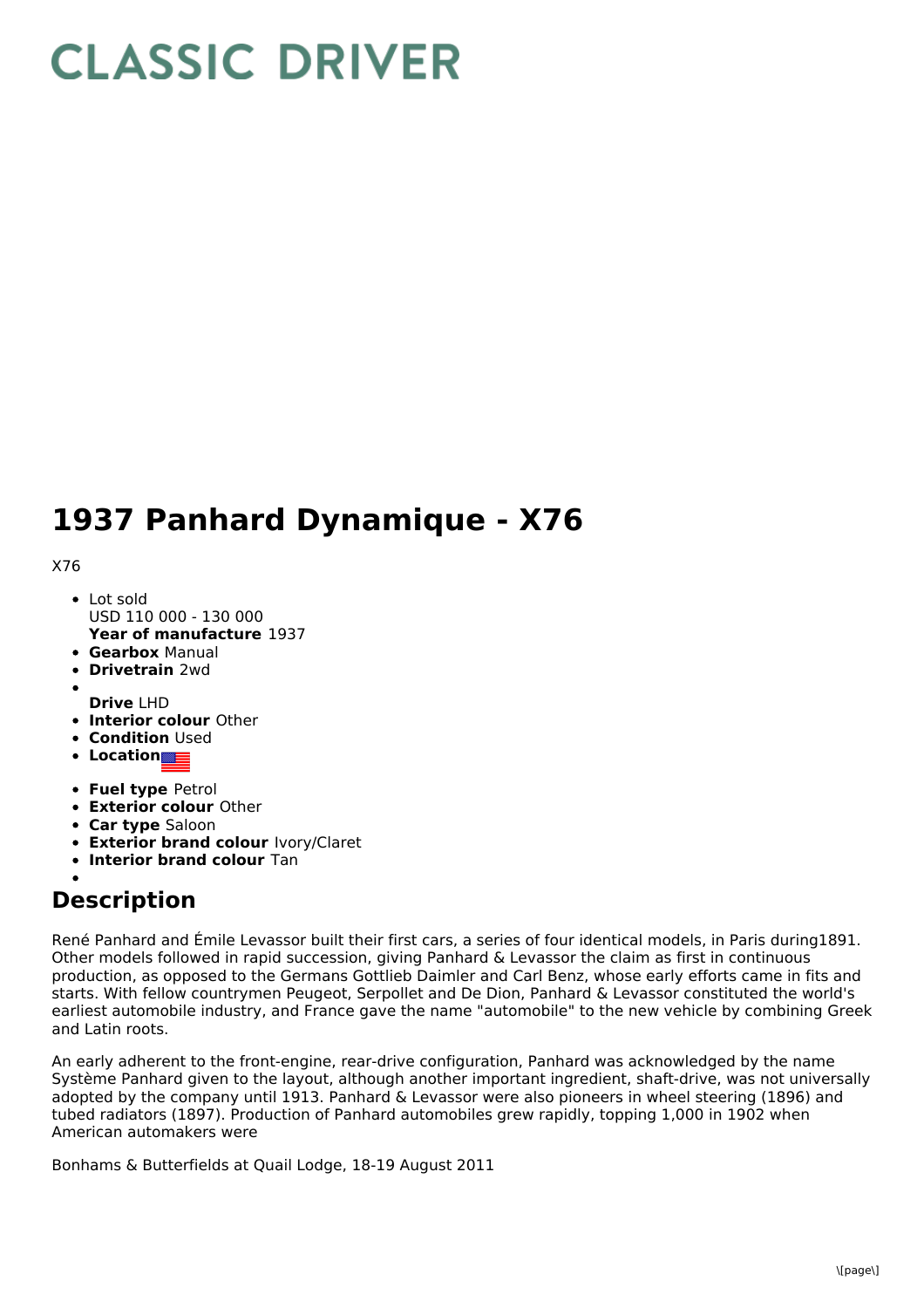# CLASSIC DRIVER

# 1937 Panhard Dynamique - X76

X76

- Lot sold
  USD 110 000 - 130 000
  **Year of manufacture** 1937
- **Gearbox** Manual
- **Drivetrain** 2wd
- **Drive** LHD
- **Interior colour** Other
- **Condition** Used
- **Location**
- **Fuel type** Petrol
- **Exterior colour** Other
- **Car type** Saloon
- **Exterior brand colour** Ivory/Claret
- **Interior brand colour** Tan

## Description

René Panhard and Émile Levassor built their first cars, a series of four identical models, in Paris during1891. Other models followed in rapid succession, giving Panhard & Levassor the claim as first in continuous production, as opposed to the Germans Gottlieb Daimler and Carl Benz, whose early efforts came in fits and starts. With fellow countrymen Peugeot, Serpollet and De Dion, Panhard & Levassor constituted the world's earliest automobile industry, and France gave the name "automobile" to the new vehicle by combining Greek and Latin roots.

An early adherent to the front-engine, rear-drive configuration, Panhard was acknowledged by the name Système Panhard given to the layout, although another important ingredient, shaft-drive, was not universally adopted by the company until 1913. Panhard & Levassor were also pioneers in wheel steering (1896) and tubed radiators (1897). Production of Panhard automobiles grew rapidly, topping 1,000 in 1902 when American automakers were

Bonhams & Butterfields at Quail Lodge, 18-19 August 2011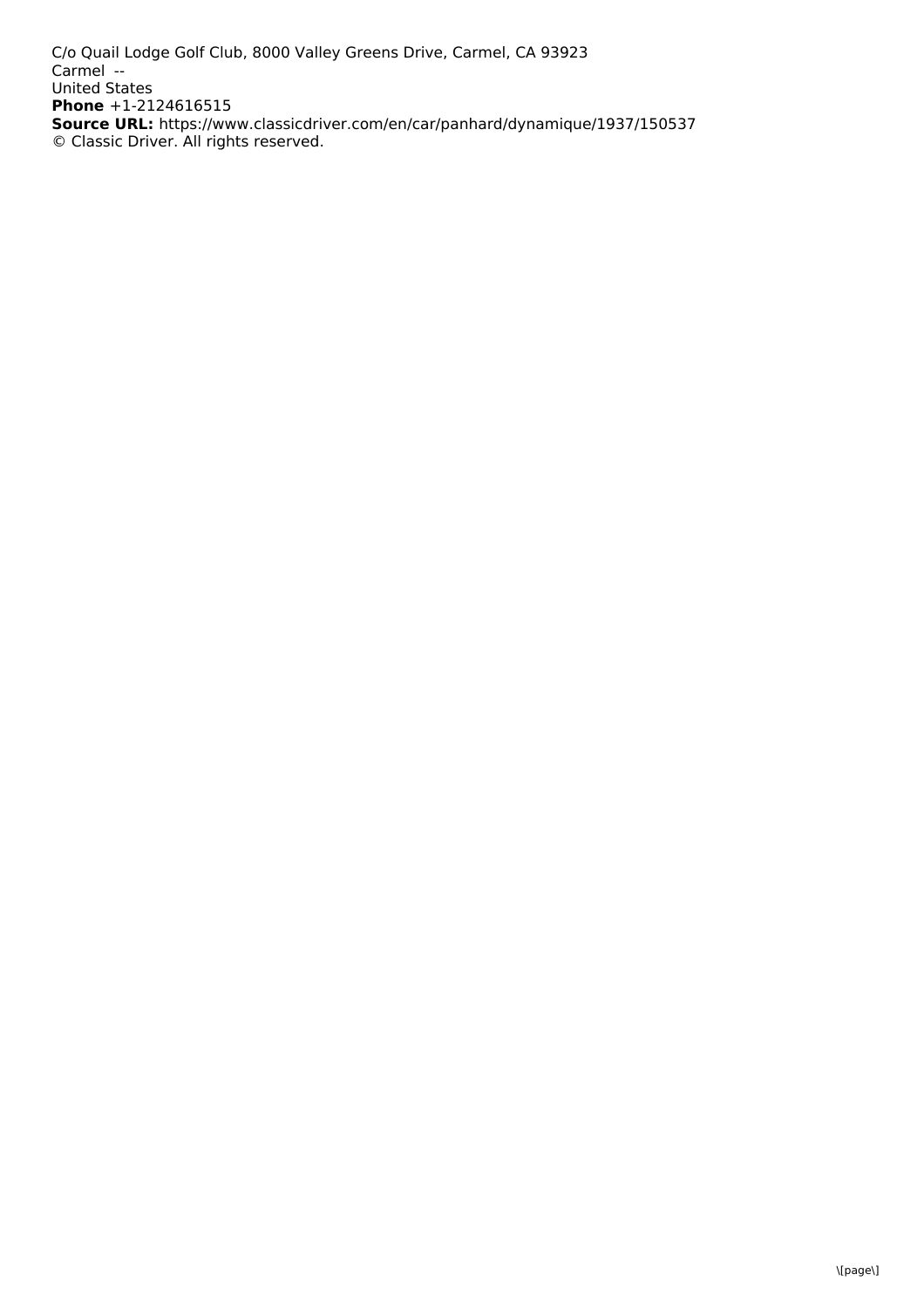C/o Quail Lodge Golf Club, 8000 Valley Greens Drive, Carmel, CA 93923
Carmel --
United States
**Phone** +1-2124616515
**Source URL:** https://www.classicdriver.com/en/car/panhard/dynamique/1937/150537
© Classic Driver. All rights reserved.